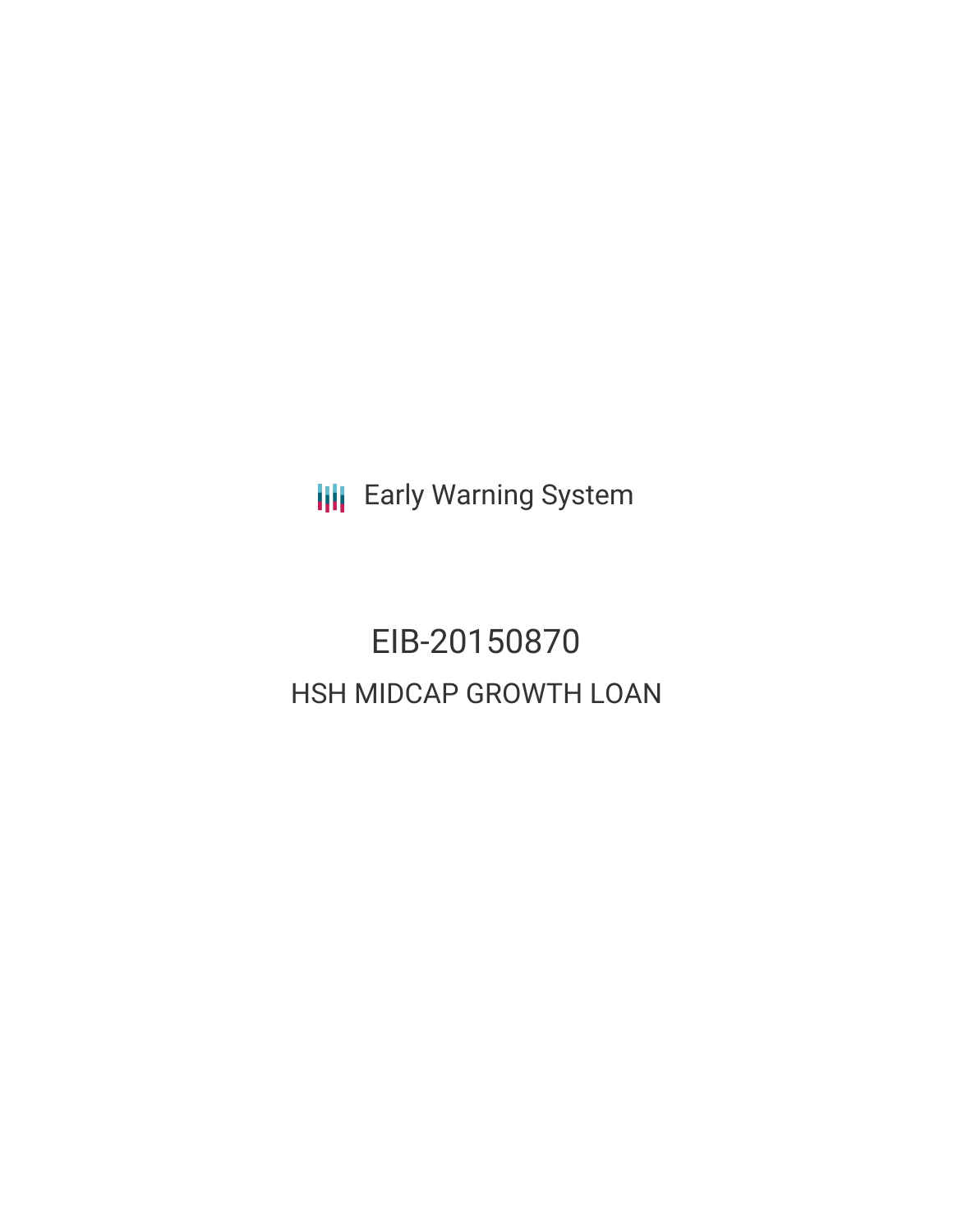Early Warning System

# EIB-20150870

## HSH MIDCAP GROWTH LOAN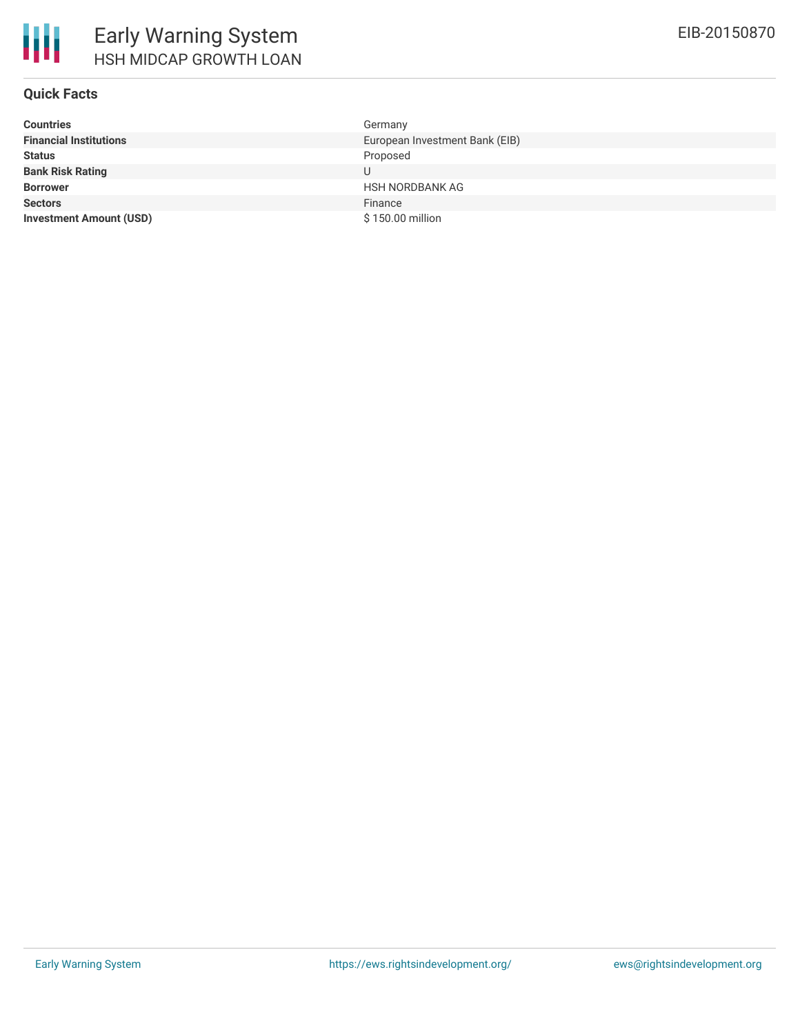# Early Warning System

## HSH MIDCAP GROWTH LOAN

EIB-20150870

### Quick Facts

| | |
|---|---|
| **Countries** | Germany |
| **Financial Institutions** | European Investment Bank (EIB) |
| **Status** | Proposed |
| **Bank Risk Rating** | U |
| **Borrower** | HSH NORDBANK AG |
| **Sectors** | Finance |
| **Investment Amount (USD)** | $ 150.00 million |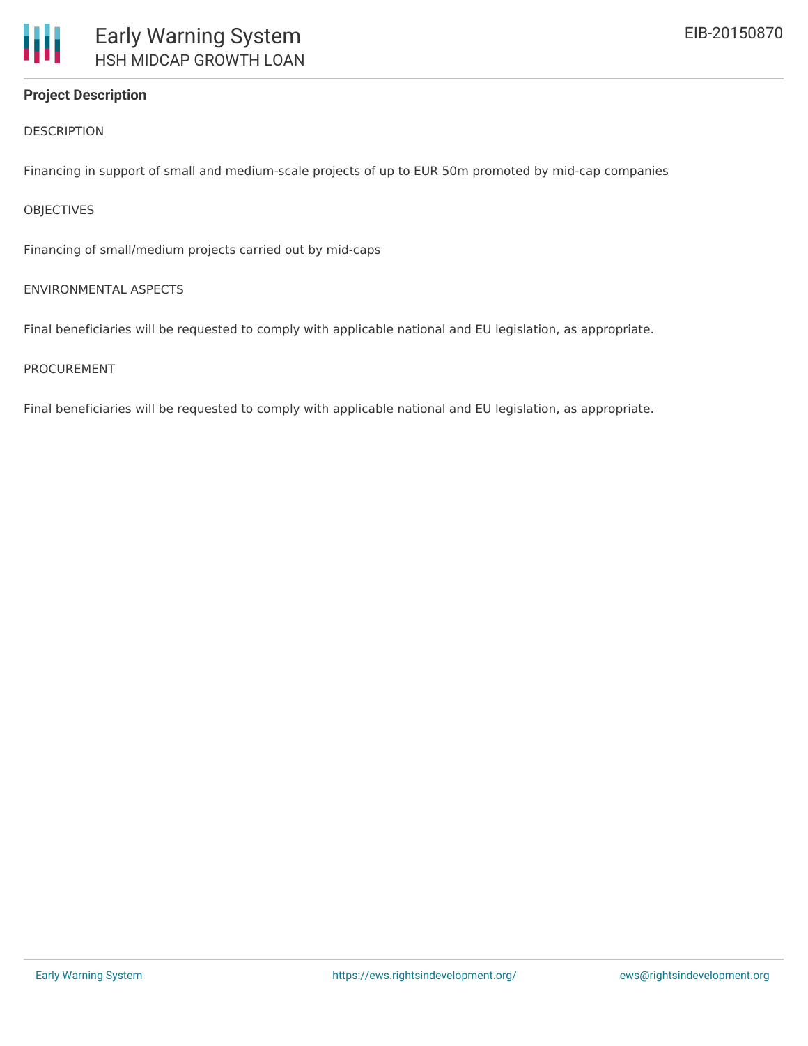## Project Description

DESCRIPTION

Financing in support of small and medium-scale projects of up to EUR 50m promoted by mid-cap companies

OBJECTIVES

Financing of small/medium projects carried out by mid-caps

ENVIRONMENTAL ASPECTS

Final beneficiaries will be requested to comply with applicable national and EU legislation, as appropriate.

PROCUREMENT

Final beneficiaries will be requested to comply with applicable national and EU legislation, as appropriate.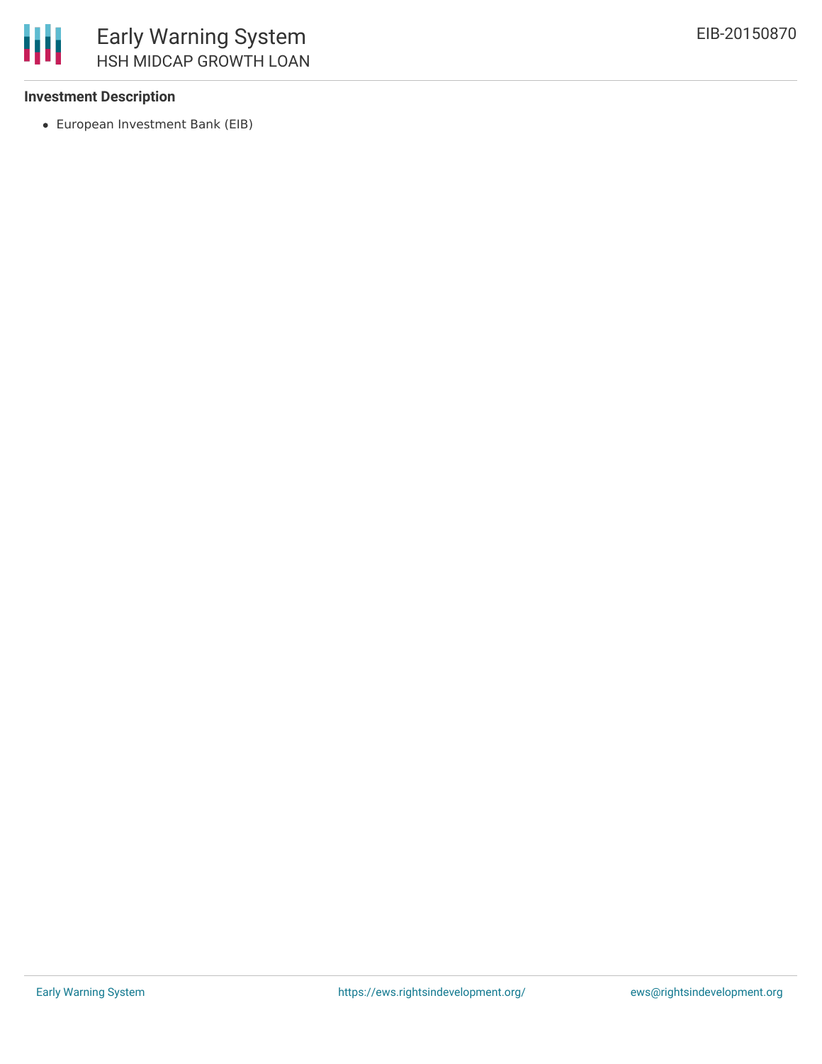### Investment Description

- European Investment Bank (EIB)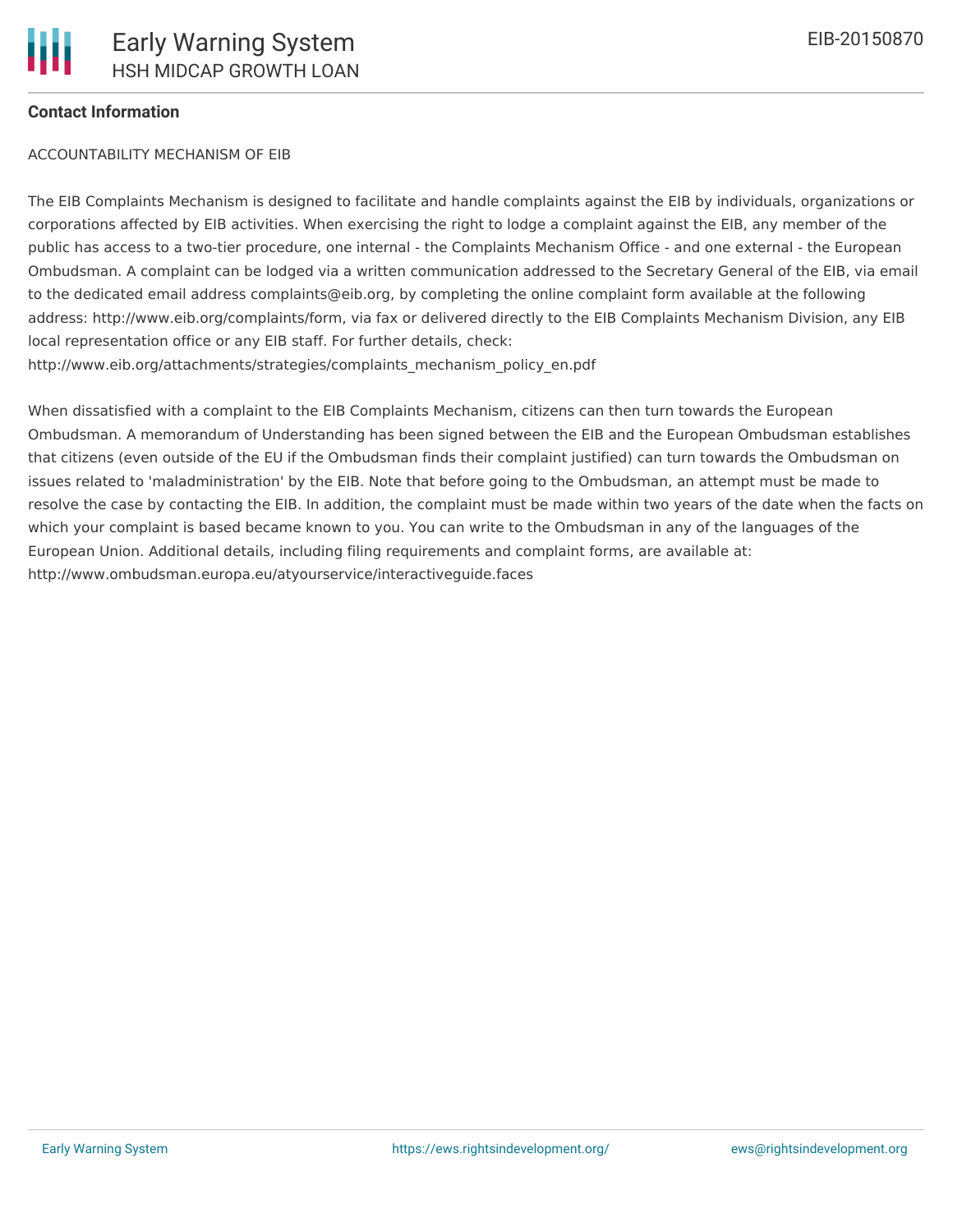**Contact Information**

ACCOUNTABILITY MECHANISM OF EIB

The EIB Complaints Mechanism is designed to facilitate and handle complaints against the EIB by individuals, organizations or corporations affected by EIB activities. When exercising the right to lodge a complaint against the EIB, any member of the public has access to a two-tier procedure, one internal - the Complaints Mechanism Office - and one external - the European Ombudsman. A complaint can be lodged via a written communication addressed to the Secretary General of the EIB, via email to the dedicated email address complaints@eib.org, by completing the online complaint form available at the following address: http://www.eib.org/complaints/form, via fax or delivered directly to the EIB Complaints Mechanism Division, any EIB local representation office or any EIB staff. For further details, check: http://www.eib.org/attachments/strategies/complaints_mechanism_policy_en.pdf

When dissatisfied with a complaint to the EIB Complaints Mechanism, citizens can then turn towards the European Ombudsman. A memorandum of Understanding has been signed between the EIB and the European Ombudsman establishes that citizens (even outside of the EU if the Ombudsman finds their complaint justified) can turn towards the Ombudsman on issues related to 'maladministration' by the EIB. Note that before going to the Ombudsman, an attempt must be made to resolve the case by contacting the EIB. In addition, the complaint must be made within two years of the date when the facts on which your complaint is based became known to you. You can write to the Ombudsman in any of the languages of the European Union. Additional details, including filing requirements and complaint forms, are available at: http://www.ombudsman.europa.eu/atyourservice/interactiveguide.faces